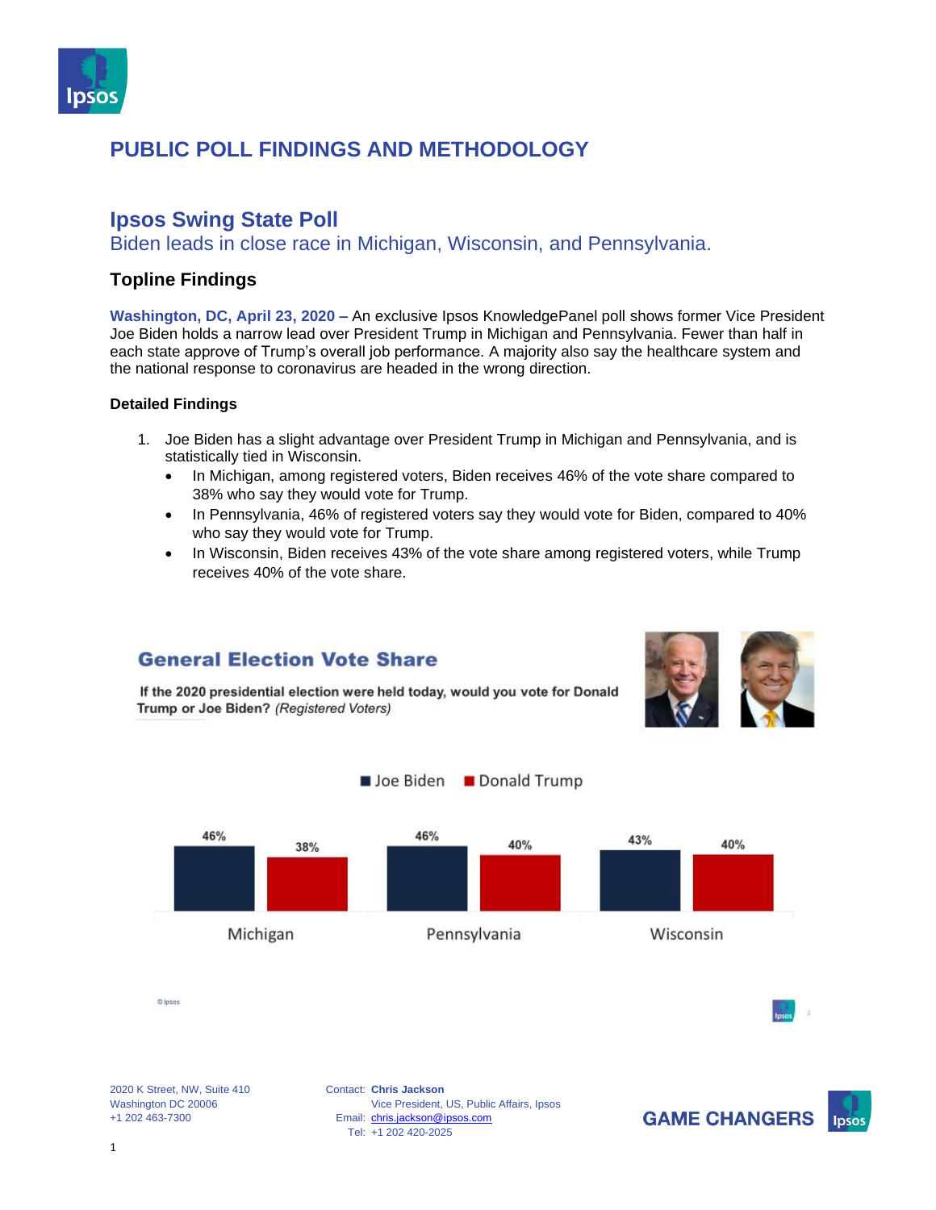# PUBLIC POLL FINDINGS AND METHODOLOGY

## Ipsos Swing State Poll

Biden leads in close race in Michigan, Wisconsin, and Pennsylvania.

### Topline Findings

**Washington, DC, April 23, 2020 –** An exclusive Ipsos KnowledgePanel poll shows former Vice President Joe Biden holds a narrow lead over President Trump in Michigan and Pennsylvania. Fewer than half in each state approve of Trump's overall job performance. A majority also say the healthcare system and the national response to coronavirus are headed in the wrong direction.

**Detailed Findings**

1. Joe Biden has a slight advantage over President Trump in Michigan and Pennsylvania, and is statistically tied in Wisconsin.
   - In Michigan, among registered voters, Biden receives 46% of the vote share compared to 38% who say they would vote for Trump.
   - In Pennsylvania, 46% of registered voters say they would vote for Biden, compared to 40% who say they would vote for Trump.
   - In Wisconsin, Biden receives 43% of the vote share among registered voters, while Trump receives 40% of the vote share.

**General Election Vote Share**

**If the 2020 presidential election were held today, would you vote for Donald Trump or Joe Biden?** *(Registered Voters)*

| | Joe Biden | Donald Trump |
|---|---|---|
| Michigan | 46% | 38% |
| Pennsylvania | 46% | 40% |
| Wisconsin | 43% | 40% |

2020 K Street, NW, Suite 410
Washington DC 20006
+1 202 463-7300

Contact: **Chris Jackson**
Vice President, US, Public Affairs, Ipsos
Email: chris.jackson@ipsos.com
Tel: +1 202 420-2025

GAME CHANGERS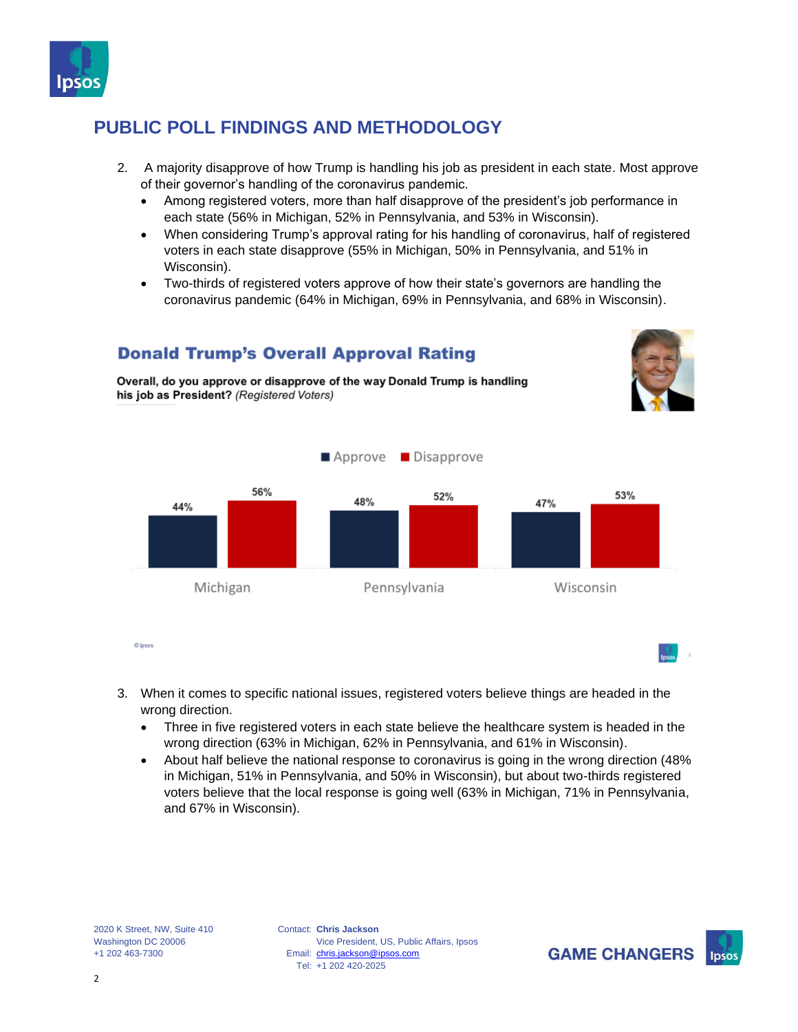## PUBLIC POLL FINDINGS AND METHODOLOGY

2. A majority disapprove of how Trump is handling his job as president in each state. Most approve of their governor's handling of the coronavirus pandemic.
   - Among registered voters, more than half disapprove of the president's job performance in each state (56% in Michigan, 52% in Pennsylvania, and 53% in Wisconsin).
   - When considering Trump's approval rating for his handling of coronavirus, half of registered voters in each state disapprove (55% in Michigan, 50% in Pennsylvania, and 51% in Wisconsin).
   - Two-thirds of registered voters approve of how their state's governors are handling the coronavirus pandemic (64% in Michigan, 69% in Pennsylvania, and 68% in Wisconsin).

### Donald Trump's Overall Approval Rating

**Overall, do you approve or disapprove of the way Donald Trump is handling his job as President?** *(Registered Voters)*

| | Approve | Disapprove |
|---|---|---|
| Michigan | 44% | 56% |
| Pennsylvania | 48% | 52% |
| Wisconsin | 47% | 53% |

© Ipsos

3. When it comes to specific national issues, registered voters believe things are headed in the wrong direction.
   - Three in five registered voters in each state believe the healthcare system is headed in the wrong direction (63% in Michigan, 62% in Pennsylvania, and 61% in Wisconsin).
   - About half believe the national response to coronavirus is going in the wrong direction (48% in Michigan, 51% in Pennsylvania, and 50% in Wisconsin), but about two-thirds registered voters believe that the local response is going well (63% in Michigan, 71% in Pennsylvania, and 67% in Wisconsin).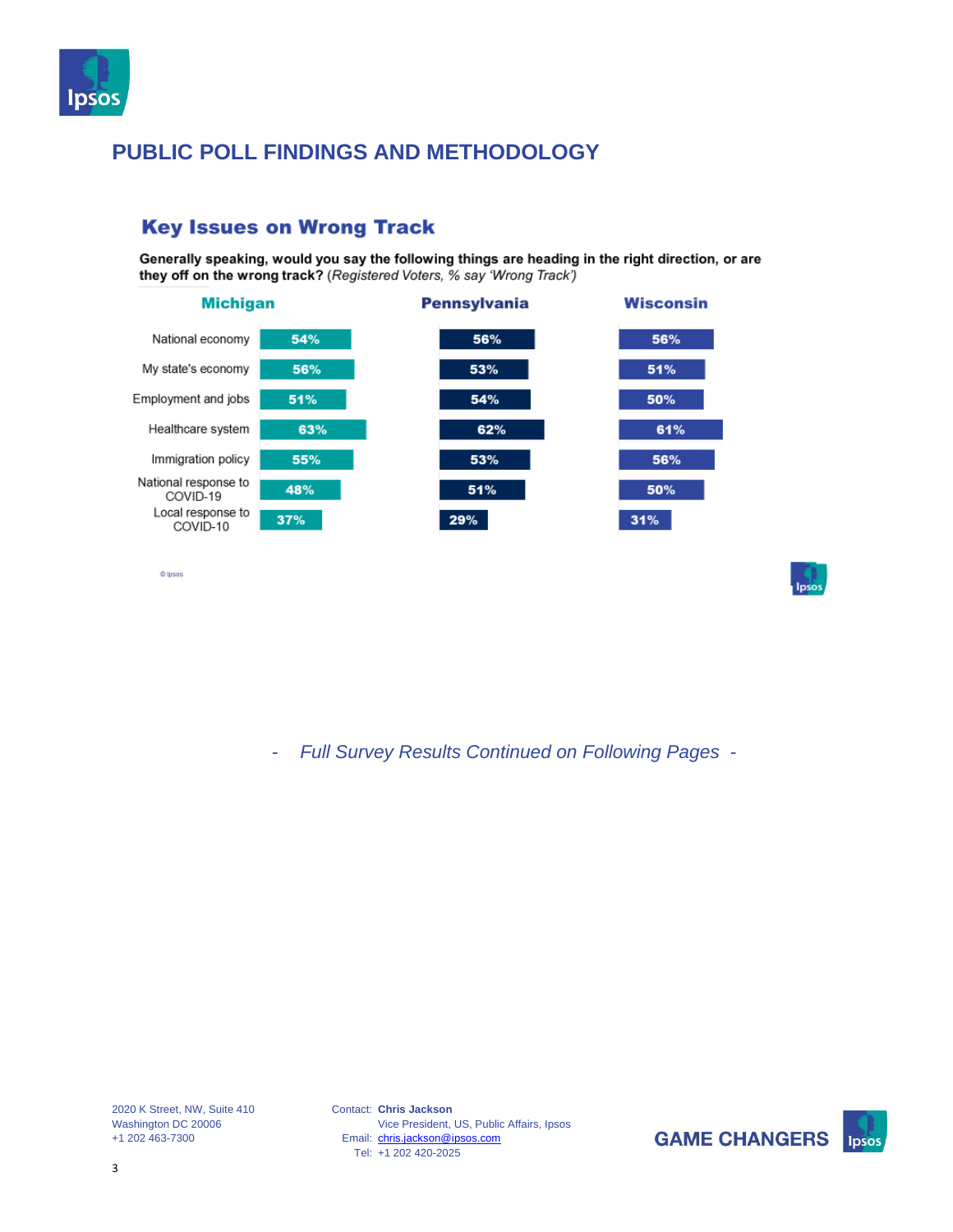# PUBLIC POLL FINDINGS AND METHODOLOGY

## Key Issues on Wrong Track

**Generally speaking, would you say the following things are heading in the right direction, or are they off on the wrong track?** (*Registered Voters, % say 'Wrong Track'*)

| | Michigan | Pennsylvania | Wisconsin |
|---|---|---|---|
| National economy | 54% | 56% | 56% |
| My state's economy | 56% | 53% | 51% |
| Employment and jobs | 51% | 54% | 50% |
| Healthcare system | 63% | 62% | 61% |
| Immigration policy | 55% | 53% | 56% |
| National response to COVID-19 | 48% | 51% | 50% |
| Local response to COVID-10 | 37% | 29% | 31% |

© Ipsos

*- Full Survey Results Continued on Following Pages -*

2020 K Street, NW, Suite 410
Washington DC 20006
+1 202 463-7300

Contact: **Chris Jackson**
Vice President, US, Public Affairs, Ipsos
Email: chris.jackson@ipsos.com
Tel: +1 202 420-2025

**GAME CHANGERS**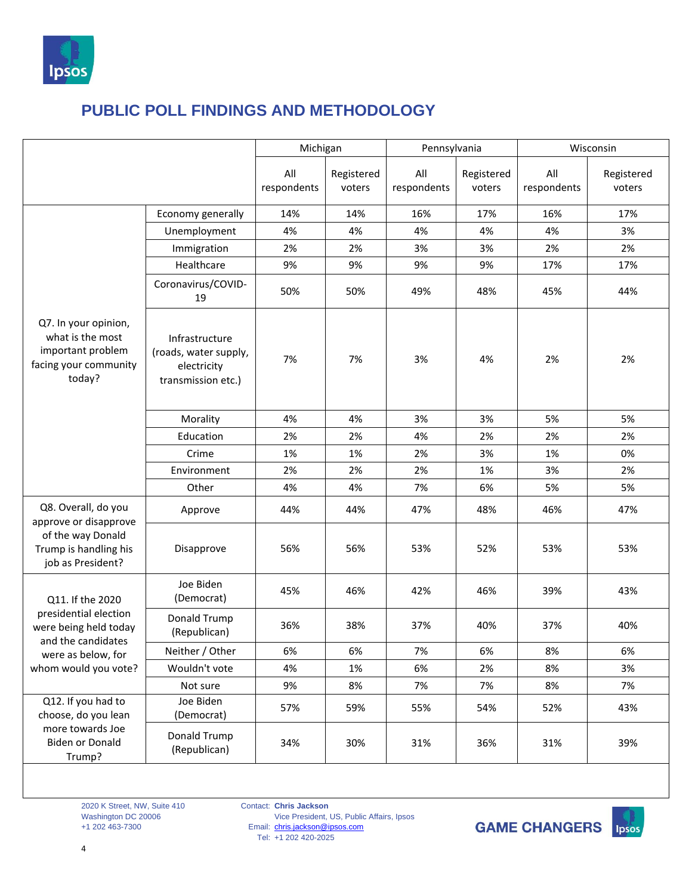## PUBLIC POLL FINDINGS AND METHODOLOGY

| | | Michigan | | Pennsylvania | | Wisconsin | |
|---|---|---|---|---|---|---|---|
| | | All respondents | Registered voters | All respondents | Registered voters | All respondents | Registered voters |
| Q7. In your opinion, what is the most important problem facing your community today? | Economy generally | 14% | 14% | 16% | 17% | 16% | 17% |
| | Unemployment | 4% | 4% | 4% | 4% | 4% | 3% |
| | Immigration | 2% | 2% | 3% | 3% | 2% | 2% |
| | Healthcare | 9% | 9% | 9% | 9% | 17% | 17% |
| | Coronavirus/COVID-19 | 50% | 50% | 49% | 48% | 45% | 44% |
| | Infrastructure (roads, water supply, electricity transmission etc.) | 7% | 7% | 3% | 4% | 2% | 2% |
| | Morality | 4% | 4% | 3% | 3% | 5% | 5% |
| | Education | 2% | 2% | 4% | 2% | 2% | 2% |
| | Crime | 1% | 1% | 2% | 3% | 1% | 0% |
| | Environment | 2% | 2% | 2% | 1% | 3% | 2% |
| | Other | 4% | 4% | 7% | 6% | 5% | 5% |
| Q8. Overall, do you approve or disapprove of the way Donald Trump is handling his job as President? | Approve | 44% | 44% | 47% | 48% | 46% | 47% |
| | Disapprove | 56% | 56% | 53% | 52% | 53% | 53% |
| Q11. If the 2020 presidential election were being held today and the candidates were as below, for whom would you vote? | Joe Biden (Democrat) | 45% | 46% | 42% | 46% | 39% | 43% |
| | Donald Trump (Republican) | 36% | 38% | 37% | 40% | 37% | 40% |
| | Neither / Other | 6% | 6% | 7% | 6% | 8% | 6% |
| | Wouldn't vote | 4% | 1% | 6% | 2% | 8% | 3% |
| | Not sure | 9% | 8% | 7% | 7% | 8% | 7% |
| Q12. If you had to choose, do you lean more towards Joe Biden or Donald Trump? | Joe Biden (Democrat) | 57% | 59% | 55% | 54% | 52% | 43% |
| | Donald Trump (Republican) | 34% | 30% | 31% | 36% | 31% | 39% |

2020 K Street, NW, Suite 410
Washington DC 20006
+1 202 463-7300

Contact: **Chris Jackson**
Vice President, US, Public Affairs, Ipsos
Email: chris.jackson@ipsos.com
Tel: +1 202 420-2025

**GAME CHANGERS**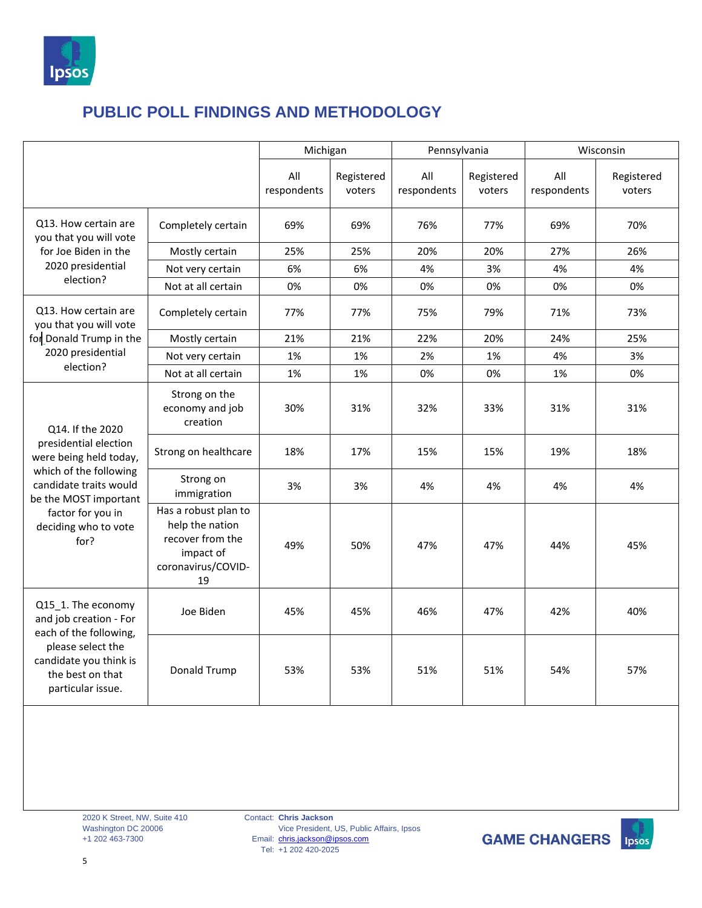## PUBLIC POLL FINDINGS AND METHODOLOGY

| | | Michigan | | Pennsylvania | | Wisconsin | |
|---|---|---|---|---|---|---|---|
| | | All respondents | Registered voters | All respondents | Registered voters | All respondents | Registered voters |
| Q13. How certain are you that you will vote for Joe Biden in the 2020 presidential election? | Completely certain | 69% | 69% | 76% | 77% | 69% | 70% |
| | Mostly certain | 25% | 25% | 20% | 20% | 27% | 26% |
| | Not very certain | 6% | 6% | 4% | 3% | 4% | 4% |
| | Not at all certain | 0% | 0% | 0% | 0% | 0% | 0% |
| Q13. How certain are you that you will vote for Donald Trump in the 2020 presidential election? | Completely certain | 77% | 77% | 75% | 79% | 71% | 73% |
| | Mostly certain | 21% | 21% | 22% | 20% | 24% | 25% |
| | Not very certain | 1% | 1% | 2% | 1% | 4% | 3% |
| | Not at all certain | 1% | 1% | 0% | 0% | 1% | 0% |
| Q14. If the 2020 presidential election were being held today, which of the following candidate traits would be the MOST important factor for you in deciding who to vote for? | Strong on the economy and job creation | 30% | 31% | 32% | 33% | 31% | 31% |
| | Strong on healthcare | 18% | 17% | 15% | 15% | 19% | 18% |
| | Strong on immigration | 3% | 3% | 4% | 4% | 4% | 4% |
| | Has a robust plan to help the nation recover from the impact of coronavirus/COVID-19 | 49% | 50% | 47% | 47% | 44% | 45% |
| Q15_1. The economy and job creation - For each of the following, please select the candidate you think is the best on that particular issue. | Joe Biden | 45% | 45% | 46% | 47% | 42% | 40% |
| | Donald Trump | 53% | 53% | 51% | 51% | 54% | 57% |

2020 K Street, NW, Suite 410
Washington DC 20006
+1 202 463-7300

Contact: **Chris Jackson**
Vice President, US, Public Affairs, Ipsos
Email: chris.jackson@ipsos.com
Tel: +1 202 420-2025

**GAME CHANGERS**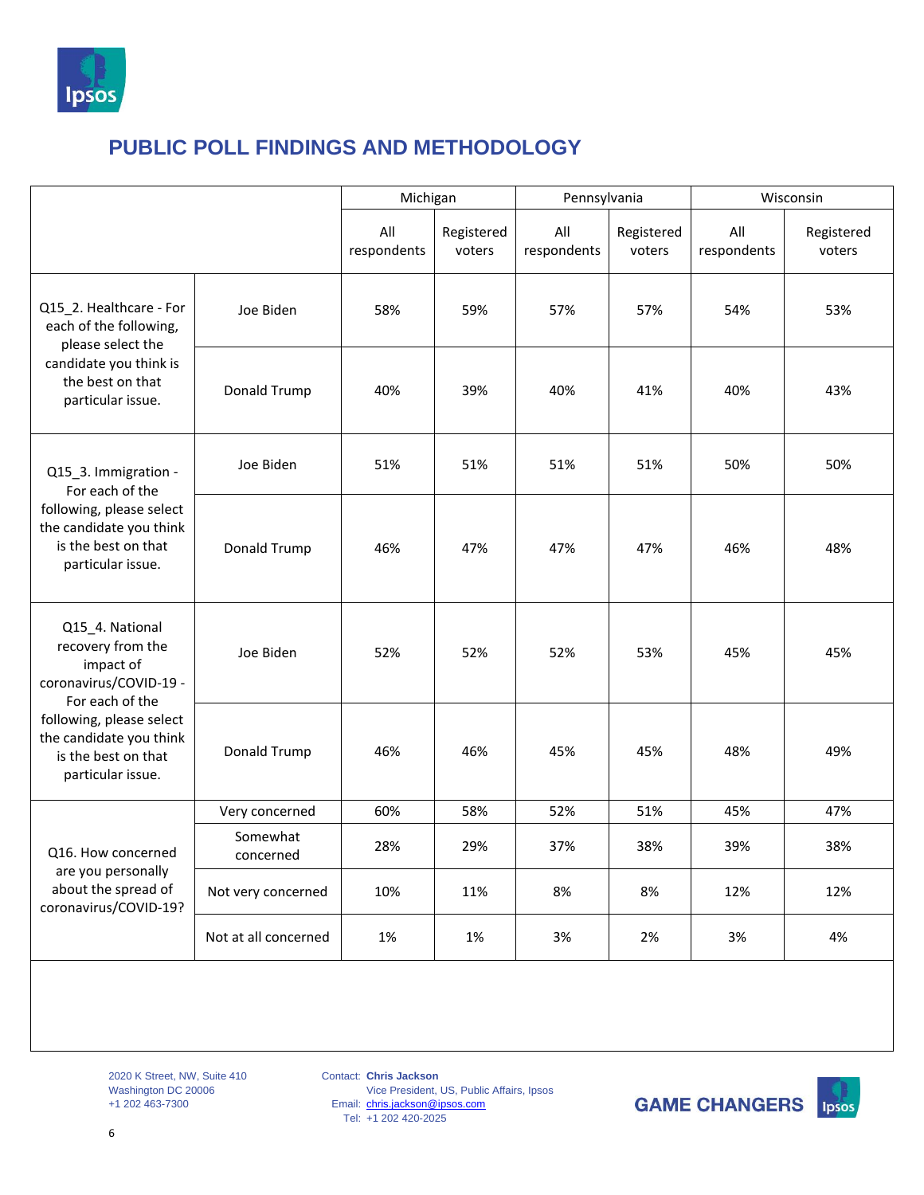## PUBLIC POLL FINDINGS AND METHODOLOGY

| | | Michigan | | Pennsylvania | | Wisconsin | |
|---|---|---|---|---|---|---|---|
| | | All respondents | Registered voters | All respondents | Registered voters | All respondents | Registered voters |
| Q15_2. Healthcare - For each of the following, please select the candidate you think is the best on that particular issue. | Joe Biden | 58% | 59% | 57% | 57% | 54% | 53% |
| | Donald Trump | 40% | 39% | 40% | 41% | 40% | 43% |
| Q15_3. Immigration - For each of the following, please select the candidate you think is the best on that particular issue. | Joe Biden | 51% | 51% | 51% | 51% | 50% | 50% |
| | Donald Trump | 46% | 47% | 47% | 47% | 46% | 48% |
| Q15_4. National recovery from the impact of coronavirus/COVID-19 - For each of the following, please select the candidate you think is the best on that particular issue. | Joe Biden | 52% | 52% | 52% | 53% | 45% | 45% |
| | Donald Trump | 46% | 46% | 45% | 45% | 48% | 49% |
| Q16. How concerned are you personally about the spread of coronavirus/COVID-19? | Very concerned | 60% | 58% | 52% | 51% | 45% | 47% |
| | Somewhat concerned | 28% | 29% | 37% | 38% | 39% | 38% |
| | Not very concerned | 10% | 11% | 8% | 8% | 12% | 12% |
| | Not at all concerned | 1% | 1% | 3% | 2% | 3% | 4% |

2020 K Street, NW, Suite 410
Washington DC 20006
+1 202 463-7300

Contact: **Chris Jackson**
Vice President, US, Public Affairs, Ipsos
Email: chris.jackson@ipsos.com
Tel: +1 202 420-2025

**GAME CHANGERS**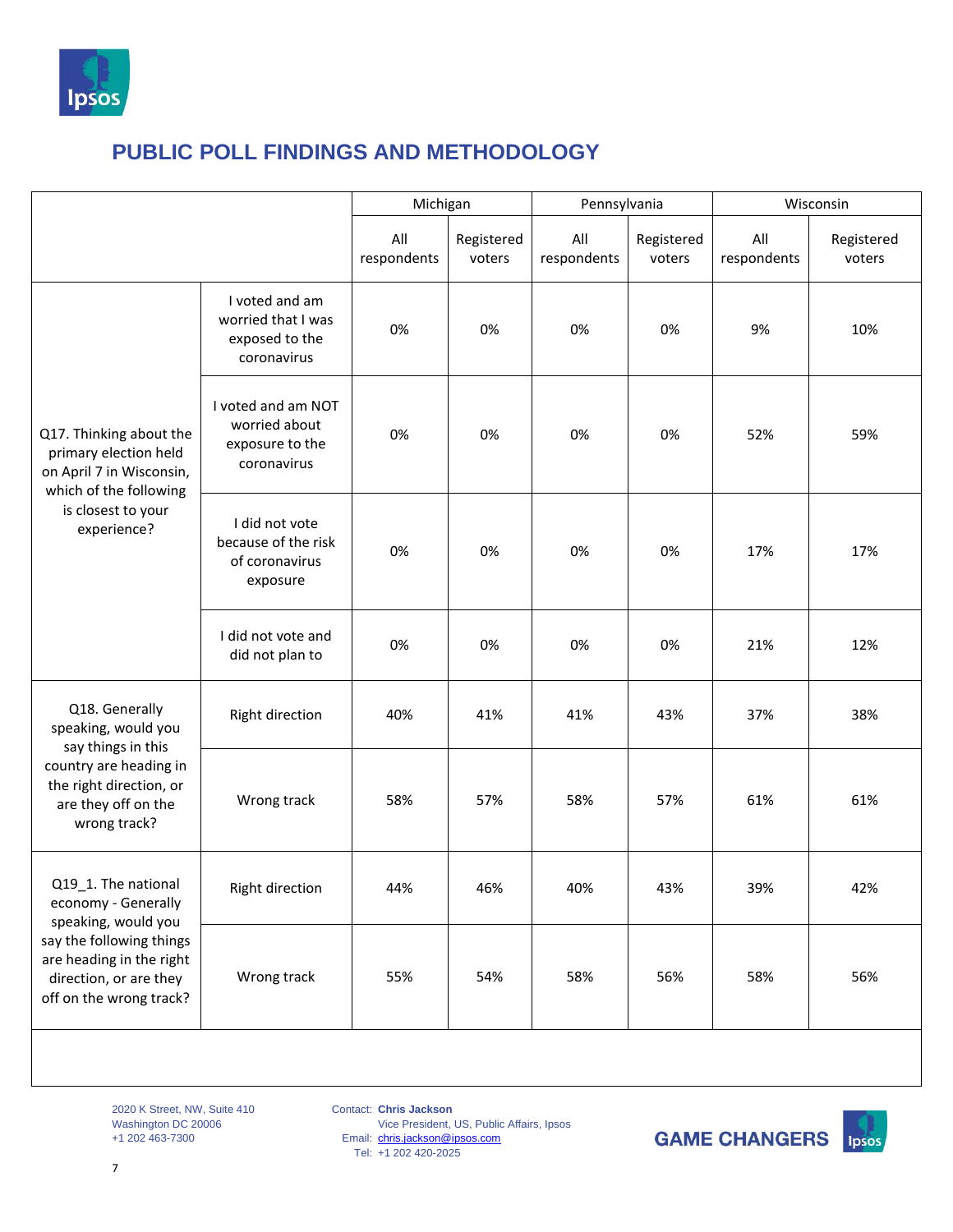## PUBLIC POLL FINDINGS AND METHODOLOGY

| | | Michigan | | Pennsylvania | | Wisconsin | |
|---|---|---|---|---|---|---|---|
| | | All respondents | Registered voters | All respondents | Registered voters | All respondents | Registered voters |
| Q17. Thinking about the primary election held on April 7 in Wisconsin, which of the following is closest to your experience? | I voted and am worried that I was exposed to the coronavirus | 0% | 0% | 0% | 0% | 9% | 10% |
| | I voted and am NOT worried about exposure to the coronavirus | 0% | 0% | 0% | 0% | 52% | 59% |
| | I did not vote because of the risk of coronavirus exposure | 0% | 0% | 0% | 0% | 17% | 17% |
| | I did not vote and did not plan to | 0% | 0% | 0% | 0% | 21% | 12% |
| Q18. Generally speaking, would you say things in this country are heading in the right direction, or are they off on the wrong track? | Right direction | 40% | 41% | 41% | 43% | 37% | 38% |
| | Wrong track | 58% | 57% | 58% | 57% | 61% | 61% |
| Q19_1. The national economy - Generally speaking, would you say the following things are heading in the right direction, or are they off on the wrong track? | Right direction | 44% | 46% | 40% | 43% | 39% | 42% |
| | Wrong track | 55% | 54% | 58% | 56% | 58% | 56% |

2020 K Street, NW, Suite 410
Washington DC 20006
+1 202 463-7300

Contact: **Chris Jackson**
Vice President, US, Public Affairs, Ipsos
Email: chris.jackson@ipsos.com
Tel: +1 202 420-2025

**GAME CHANGERS**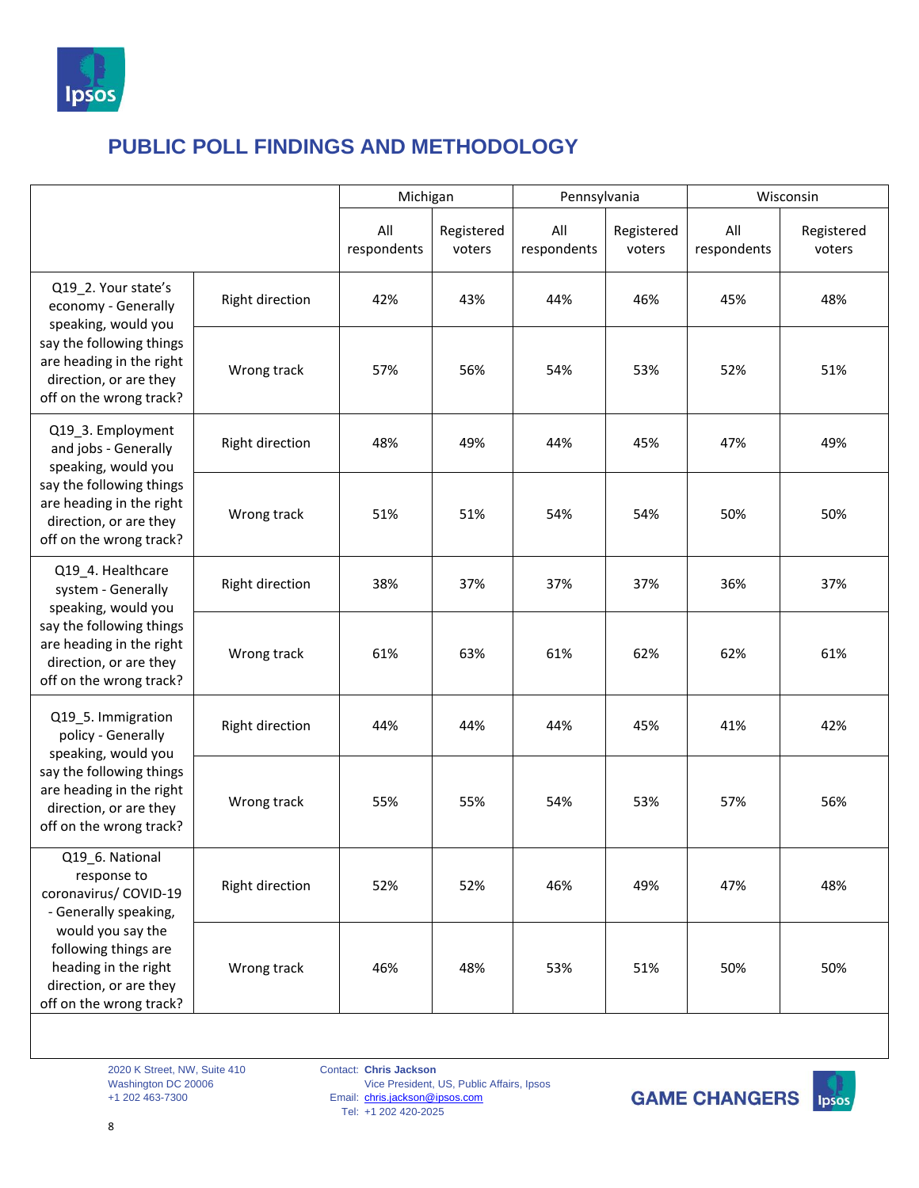## PUBLIC POLL FINDINGS AND METHODOLOGY

| | | Michigan | | Pennsylvania | | Wisconsin | |
|---|---|---|---|---|---|---|---|
| | | All respondents | Registered voters | All respondents | Registered voters | All respondents | Registered voters |
| Q19_2. Your state's economy - Generally speaking, would you say the following things are heading in the right direction, or are they off on the wrong track? | Right direction | 42% | 43% | 44% | 46% | 45% | 48% |
| | Wrong track | 57% | 56% | 54% | 53% | 52% | 51% |
| Q19_3. Employment and jobs - Generally speaking, would you say the following things are heading in the right direction, or are they off on the wrong track? | Right direction | 48% | 49% | 44% | 45% | 47% | 49% |
| | Wrong track | 51% | 51% | 54% | 54% | 50% | 50% |
| Q19_4. Healthcare system - Generally speaking, would you say the following things are heading in the right direction, or are they off on the wrong track? | Right direction | 38% | 37% | 37% | 37% | 36% | 37% |
| | Wrong track | 61% | 63% | 61% | 62% | 62% | 61% |
| Q19_5. Immigration policy - Generally speaking, would you say the following things are heading in the right direction, or are they off on the wrong track? | Right direction | 44% | 44% | 44% | 45% | 41% | 42% |
| | Wrong track | 55% | 55% | 54% | 53% | 57% | 56% |
| Q19_6. National response to coronavirus/ COVID-19 - Generally speaking, would you say the following things are heading in the right direction, or are they off on the wrong track? | Right direction | 52% | 52% | 46% | 49% | 47% | 48% |
| | Wrong track | 46% | 48% | 53% | 51% | 50% | 50% |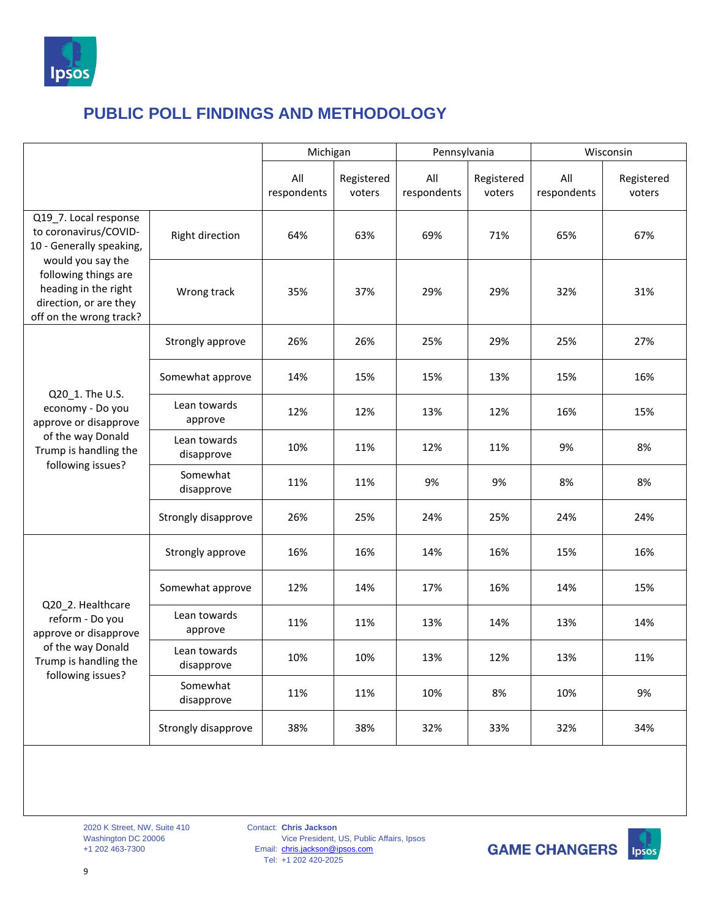## PUBLIC POLL FINDINGS AND METHODOLOGY

| | | Michigan | | Pennsylvania | | Wisconsin | |
|---|---|---|---|---|---|---|---|
| | | All respondents | Registered voters | All respondents | Registered voters | All respondents | Registered voters |
| Q19_7. Local response to coronavirus/COVID-10 - Generally speaking, would you say the following things are heading in the right direction, or are they off on the wrong track? | Right direction | 64% | 63% | 69% | 71% | 65% | 67% |
| | Wrong track | 35% | 37% | 29% | 29% | 32% | 31% |
| Q20_1. The U.S. economy - Do you approve or disapprove of the way Donald Trump is handling the following issues? | Strongly approve | 26% | 26% | 25% | 29% | 25% | 27% |
| | Somewhat approve | 14% | 15% | 15% | 13% | 15% | 16% |
| | Lean towards approve | 12% | 12% | 13% | 12% | 16% | 15% |
| | Lean towards disapprove | 10% | 11% | 12% | 11% | 9% | 8% |
| | Somewhat disapprove | 11% | 11% | 9% | 9% | 8% | 8% |
| | Strongly disapprove | 26% | 25% | 24% | 25% | 24% | 24% |
| Q20_2. Healthcare reform - Do you approve or disapprove of the way Donald Trump is handling the following issues? | Strongly approve | 16% | 16% | 14% | 16% | 15% | 16% |
| | Somewhat approve | 12% | 14% | 17% | 16% | 14% | 15% |
| | Lean towards approve | 11% | 11% | 13% | 14% | 13% | 14% |
| | Lean towards disapprove | 10% | 10% | 13% | 12% | 13% | 11% |
| | Somewhat disapprove | 11% | 11% | 10% | 8% | 10% | 9% |
| | Strongly disapprove | 38% | 38% | 32% | 33% | 32% | 34% |

2020 K Street, NW, Suite 410
Washington DC 20006
+1 202 463-7300

Contact: **Chris Jackson**
Vice President, US, Public Affairs, Ipsos
Email: chris.jackson@ipsos.com
Tel: +1 202 420-2025

**GAME CHANGERS**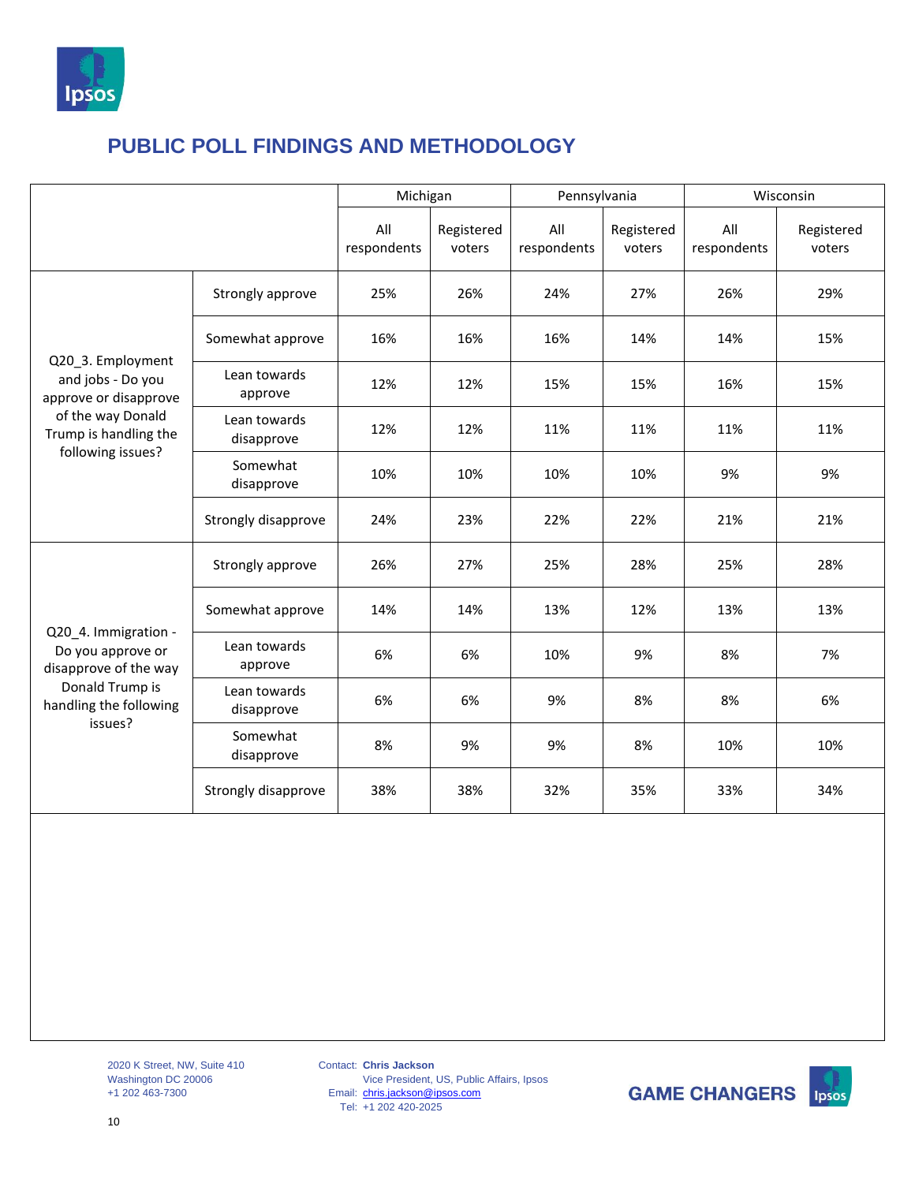# PUBLIC POLL FINDINGS AND METHODOLOGY

| | | Michigan | | Pennsylvania | | Wisconsin | |
|---|---|---|---|---|---|---|---|
| | | All respondents | Registered voters | All respondents | Registered voters | All respondents | Registered voters |
| Q20_3. Employment and jobs - Do you approve or disapprove of the way Donald Trump is handling the following issues? | Strongly approve | 25% | 26% | 24% | 27% | 26% | 29% |
| | Somewhat approve | 16% | 16% | 16% | 14% | 14% | 15% |
| | Lean towards approve | 12% | 12% | 15% | 15% | 16% | 15% |
| | Lean towards disapprove | 12% | 12% | 11% | 11% | 11% | 11% |
| | Somewhat disapprove | 10% | 10% | 10% | 10% | 9% | 9% |
| | Strongly disapprove | 24% | 23% | 22% | 22% | 21% | 21% |
| Q20_4. Immigration - Do you approve or disapprove of the way Donald Trump is handling the following issues? | Strongly approve | 26% | 27% | 25% | 28% | 25% | 28% |
| | Somewhat approve | 14% | 14% | 13% | 12% | 13% | 13% |
| | Lean towards approve | 6% | 6% | 10% | 9% | 8% | 7% |
| | Lean towards disapprove | 6% | 6% | 9% | 8% | 8% | 6% |
| | Somewhat disapprove | 8% | 9% | 9% | 8% | 10% | 10% |
| | Strongly disapprove | 38% | 38% | 32% | 35% | 33% | 34% |

2020 K Street, NW, Suite 410
Washington DC 20006
+1 202 463-7300

Contact: **Chris Jackson**
Vice President, US, Public Affairs, Ipsos
Email: chris.jackson@ipsos.com
Tel: +1 202 420-2025

GAME CHANGERS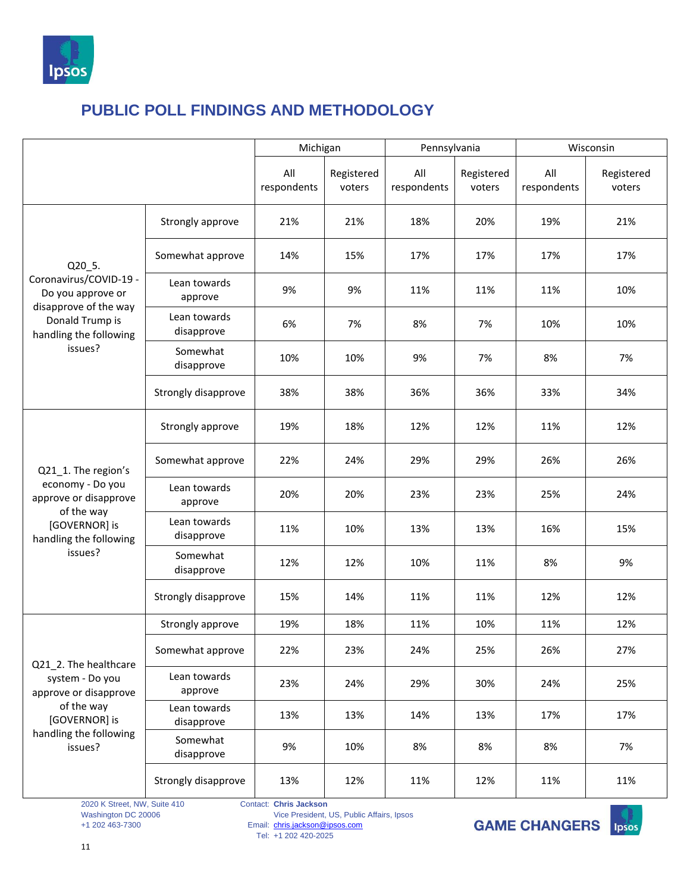## PUBLIC POLL FINDINGS AND METHODOLOGY

| | | Michigan | | Pennsylvania | | Wisconsin | |
|---|---|---|---|---|---|---|---|
| | | All respondents | Registered voters | All respondents | Registered voters | All respondents | Registered voters |
| Q20_5. Coronavirus/COVID-19 - Do you approve or disapprove of the way Donald Trump is handling the following issues? | Strongly approve | 21% | 21% | 18% | 20% | 19% | 21% |
| | Somewhat approve | 14% | 15% | 17% | 17% | 17% | 17% |
| | Lean towards approve | 9% | 9% | 11% | 11% | 11% | 10% |
| | Lean towards disapprove | 6% | 7% | 8% | 7% | 10% | 10% |
| | Somewhat disapprove | 10% | 10% | 9% | 7% | 8% | 7% |
| | Strongly disapprove | 38% | 38% | 36% | 36% | 33% | 34% |
| Q21_1. The region's economy - Do you approve or disapprove of the way [GOVERNOR] is handling the following issues? | Strongly approve | 19% | 18% | 12% | 12% | 11% | 12% |
| | Somewhat approve | 22% | 24% | 29% | 29% | 26% | 26% |
| | Lean towards approve | 20% | 20% | 23% | 23% | 25% | 24% |
| | Lean towards disapprove | 11% | 10% | 13% | 13% | 16% | 15% |
| | Somewhat disapprove | 12% | 12% | 10% | 11% | 8% | 9% |
| | Strongly disapprove | 15% | 14% | 11% | 11% | 12% | 12% |
| Q21_2. The healthcare system - Do you approve or disapprove of the way [GOVERNOR] is handling the following issues? | Strongly approve | 19% | 18% | 11% | 10% | 11% | 12% |
| | Somewhat approve | 22% | 23% | 24% | 25% | 26% | 27% |
| | Lean towards approve | 23% | 24% | 29% | 30% | 24% | 25% |
| | Lean towards disapprove | 13% | 13% | 14% | 13% | 17% | 17% |
| | Somewhat disapprove | 9% | 10% | 8% | 8% | 8% | 7% |
| | Strongly disapprove | 13% | 12% | 11% | 12% | 11% | 11% |

2020 K Street, NW, Suite 410
Washington DC 20006
+1 202 463-7300

Contact: **Chris Jackson**
Vice President, US, Public Affairs, Ipsos
Email: chris.jackson@ipsos.com
Tel: +1 202 420-2025

GAME CHANGERS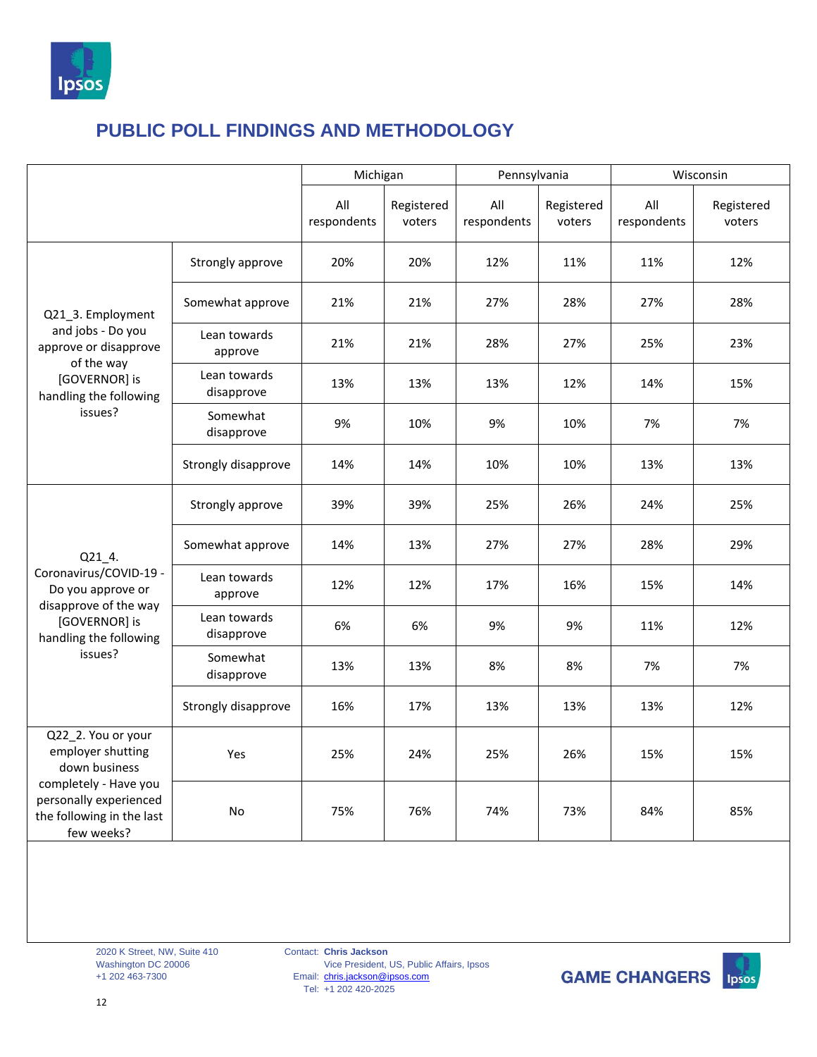## PUBLIC POLL FINDINGS AND METHODOLOGY

| | | Michigan | | Pennsylvania | | Wisconsin | |
|---|---|---|---|---|---|---|---|
| | | All respondents | Registered voters | All respondents | Registered voters | All respondents | Registered voters |
| Q21_3. Employment and jobs - Do you approve or disapprove of the way [GOVERNOR] is handling the following issues? | Strongly approve | 20% | 20% | 12% | 11% | 11% | 12% |
| | Somewhat approve | 21% | 21% | 27% | 28% | 27% | 28% |
| | Lean towards approve | 21% | 21% | 28% | 27% | 25% | 23% |
| | Lean towards disapprove | 13% | 13% | 13% | 12% | 14% | 15% |
| | Somewhat disapprove | 9% | 10% | 9% | 10% | 7% | 7% |
| | Strongly disapprove | 14% | 14% | 10% | 10% | 13% | 13% |
| Q21_4. Coronavirus/COVID-19 - Do you approve or disapprove of the way [GOVERNOR] is handling the following issues? | Strongly approve | 39% | 39% | 25% | 26% | 24% | 25% |
| | Somewhat approve | 14% | 13% | 27% | 27% | 28% | 29% |
| | Lean towards approve | 12% | 12% | 17% | 16% | 15% | 14% |
| | Lean towards disapprove | 6% | 6% | 9% | 9% | 11% | 12% |
| | Somewhat disapprove | 13% | 13% | 8% | 8% | 7% | 7% |
| | Strongly disapprove | 16% | 17% | 13% | 13% | 13% | 12% |
| Q22_2. You or your employer shutting down business completely - Have you personally experienced the following in the last few weeks? | Yes | 25% | 24% | 25% | 26% | 15% | 15% |
| | No | 75% | 76% | 74% | 73% | 84% | 85% |

2020 K Street, NW, Suite 410
Washington DC 20006
+1 202 463-7300

Contact: **Chris Jackson**
Vice President, US, Public Affairs, Ipsos
Email: chris.jackson@ipsos.com
Tel: +1 202 420-2025

**GAME CHANGERS**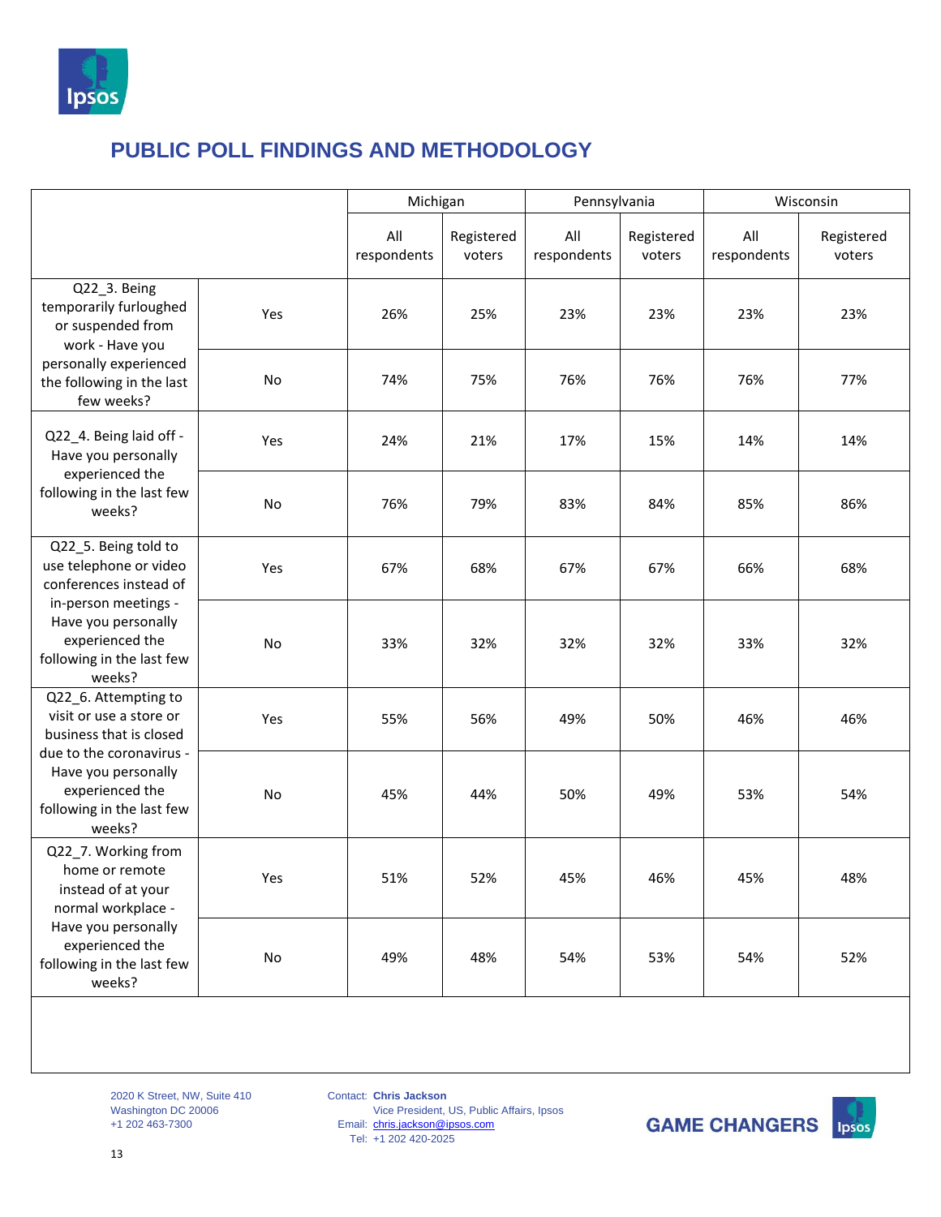## PUBLIC POLL FINDINGS AND METHODOLOGY

| | | Michigan | | Pennsylvania | | Wisconsin | |
|---|---|---|---|---|---|---|---|
| | | All respondents | Registered voters | All respondents | Registered voters | All respondents | Registered voters |
| Q22_3. Being temporarily furloughed or suspended from work - Have you personally experienced the following in the last few weeks? | Yes | 26% | 25% | 23% | 23% | 23% | 23% |
| | No | 74% | 75% | 76% | 76% | 76% | 77% |
| Q22_4. Being laid off - Have you personally experienced the following in the last few weeks? | Yes | 24% | 21% | 17% | 15% | 14% | 14% |
| | No | 76% | 79% | 83% | 84% | 85% | 86% |
| Q22_5. Being told to use telephone or video conferences instead of in-person meetings - Have you personally experienced the following in the last few weeks? | Yes | 67% | 68% | 67% | 67% | 66% | 68% |
| | No | 33% | 32% | 32% | 32% | 33% | 32% |
| Q22_6. Attempting to visit or use a store or business that is closed due to the coronavirus - Have you personally experienced the following in the last few weeks? | Yes | 55% | 56% | 49% | 50% | 46% | 46% |
| | No | 45% | 44% | 50% | 49% | 53% | 54% |
| Q22_7. Working from home or remote instead of at your normal workplace - Have you personally experienced the following in the last few weeks? | Yes | 51% | 52% | 45% | 46% | 45% | 48% |
| | No | 49% | 48% | 54% | 53% | 54% | 52% |

2020 K Street, NW, Suite 410
Washington DC 20006
+1 202 463-7300

Contact: **Chris Jackson**
Vice President, US, Public Affairs, Ipsos
Email: chris.jackson@ipsos.com
Tel: +1 202 420-2025

**GAME CHANGERS**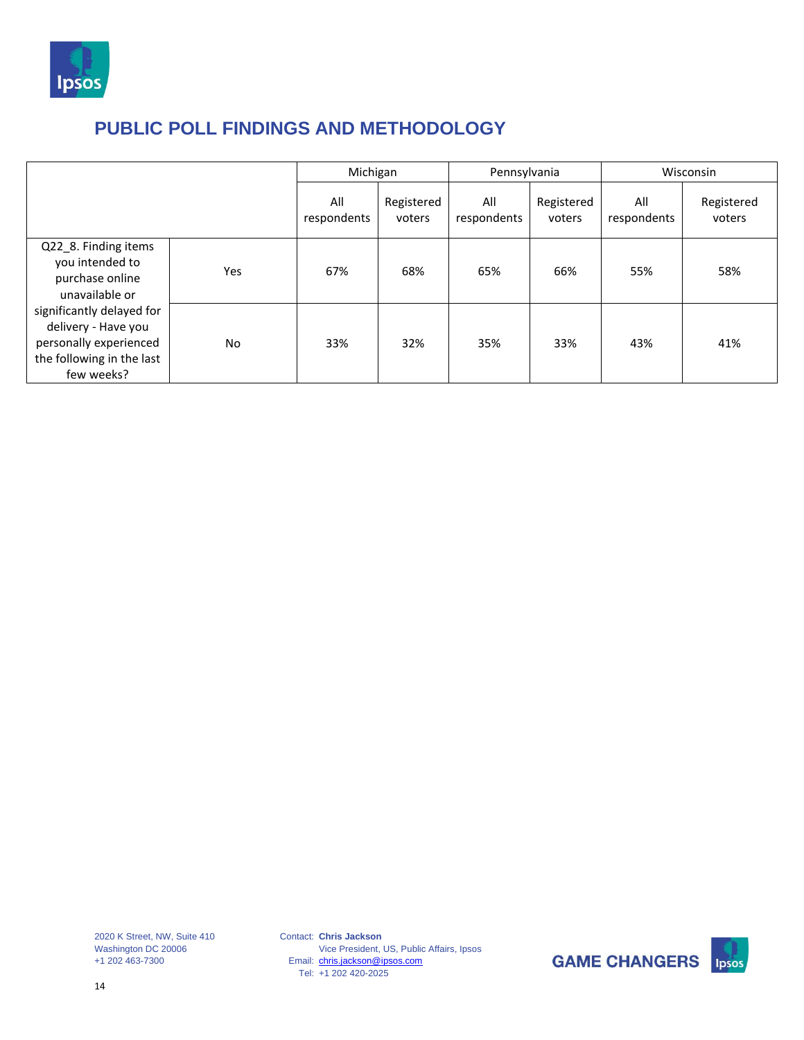## PUBLIC POLL FINDINGS AND METHODOLOGY

| | | Michigan | | Pennsylvania | | Wisconsin | |
|---|---|---|---|---|---|---|---|
| | | All respondents | Registered voters | All respondents | Registered voters | All respondents | Registered voters |
| Q22_8. Finding items you intended to purchase online unavailable or significantly delayed for delivery - Have you personally experienced the following in the last few weeks? | Yes | 67% | 68% | 65% | 66% | 55% | 58% |
| | No | 33% | 32% | 35% | 33% | 43% | 41% |

2020 K Street, NW, Suite 410
Washington DC 20006
+1 202 463-7300

Contact: **Chris Jackson**
Vice President, US, Public Affairs, Ipsos
Email: chris.jackson@ipsos.com
Tel: +1 202 420-2025

**GAME CHANGERS**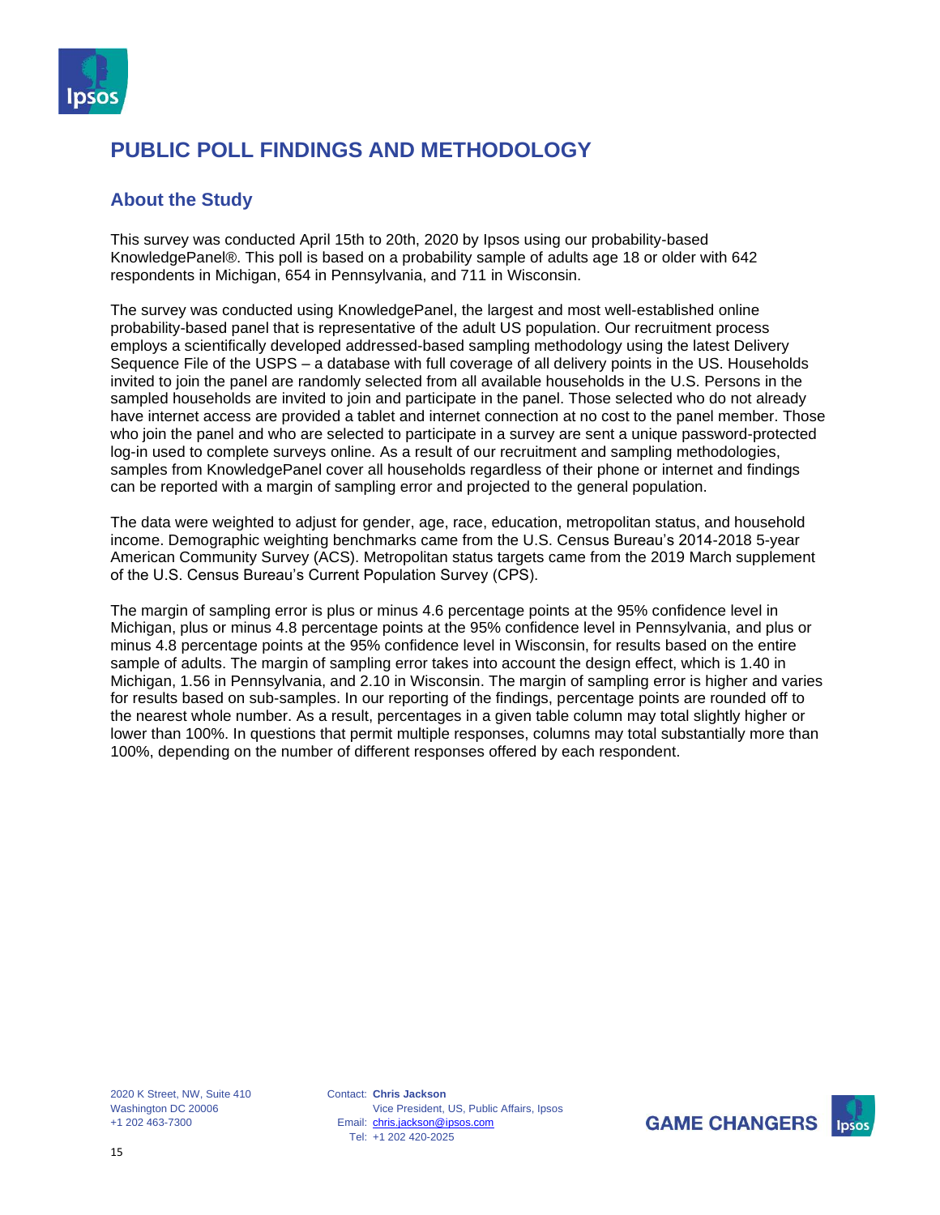# PUBLIC POLL FINDINGS AND METHODOLOGY

## About the Study

This survey was conducted April 15th to 20th, 2020 by Ipsos using our probability-based KnowledgePanel®. This poll is based on a probability sample of adults age 18 or older with 642 respondents in Michigan, 654 in Pennsylvania, and 711 in Wisconsin.

The survey was conducted using KnowledgePanel, the largest and most well-established online probability-based panel that is representative of the adult US population. Our recruitment process employs a scientifically developed addressed-based sampling methodology using the latest Delivery Sequence File of the USPS – a database with full coverage of all delivery points in the US. Households invited to join the panel are randomly selected from all available households in the U.S. Persons in the sampled households are invited to join and participate in the panel. Those selected who do not already have internet access are provided a tablet and internet connection at no cost to the panel member. Those who join the panel and who are selected to participate in a survey are sent a unique password-protected log-in used to complete surveys online. As a result of our recruitment and sampling methodologies, samples from KnowledgePanel cover all households regardless of their phone or internet and findings can be reported with a margin of sampling error and projected to the general population.

The data were weighted to adjust for gender, age, race, education, metropolitan status, and household income. Demographic weighting benchmarks came from the U.S. Census Bureau's 2014-2018 5-year American Community Survey (ACS). Metropolitan status targets came from the 2019 March supplement of the U.S. Census Bureau's Current Population Survey (CPS).

The margin of sampling error is plus or minus 4.6 percentage points at the 95% confidence level in Michigan, plus or minus 4.8 percentage points at the 95% confidence level in Pennsylvania, and plus or minus 4.8 percentage points at the 95% confidence level in Wisconsin, for results based on the entire sample of adults. The margin of sampling error takes into account the design effect, which is 1.40 in Michigan, 1.56 in Pennsylvania, and 2.10 in Wisconsin. The margin of sampling error is higher and varies for results based on sub-samples. In our reporting of the findings, percentage points are rounded off to the nearest whole number. As a result, percentages in a given table column may total slightly higher or lower than 100%. In questions that permit multiple responses, columns may total substantially more than 100%, depending on the number of different responses offered by each respondent.

2020 K Street, NW, Suite 410
Washington DC 20006
+1 202 463-7300

Contact: **Chris Jackson**
Vice President, US, Public Affairs, Ipsos
Email: chris.jackson@ipsos.com
Tel: +1 202 420-2025

**GAME CHANGERS**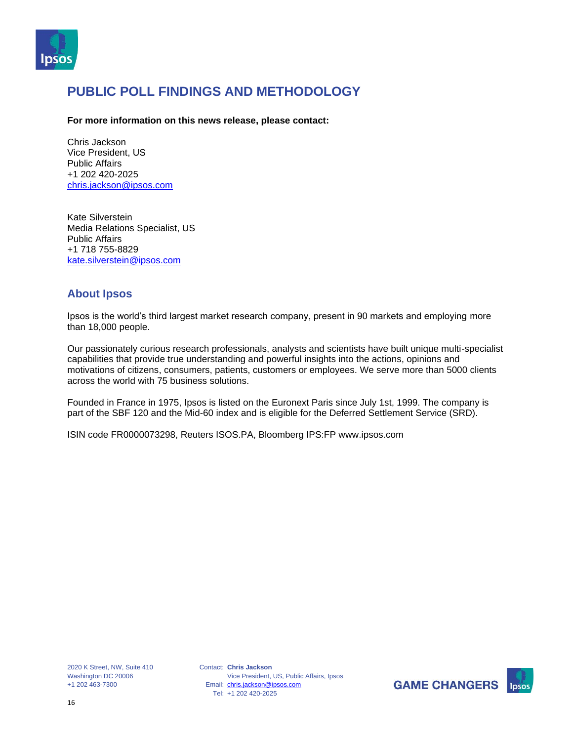## PUBLIC POLL FINDINGS AND METHODOLOGY

**For more information on this news release, please contact:**

Chris Jackson
Vice President, US
Public Affairs
+1 202 420-2025
chris.jackson@ipsos.com

Kate Silverstein
Media Relations Specialist, US
Public Affairs
+1 718 755-8829
kate.silverstein@ipsos.com

### About Ipsos

Ipsos is the world's third largest market research company, present in 90 markets and employing more than 18,000 people.

Our passionately curious research professionals, analysts and scientists have built unique multi-specialist capabilities that provide true understanding and powerful insights into the actions, opinions and motivations of citizens, consumers, patients, customers or employees. We serve more than 5000 clients across the world with 75 business solutions.

Founded in France in 1975, Ipsos is listed on the Euronext Paris since July 1st, 1999. The company is part of the SBF 120 and the Mid-60 index and is eligible for the Deferred Settlement Service (SRD).

ISIN code FR0000073298, Reuters ISOS.PA, Bloomberg IPS:FP www.ipsos.com